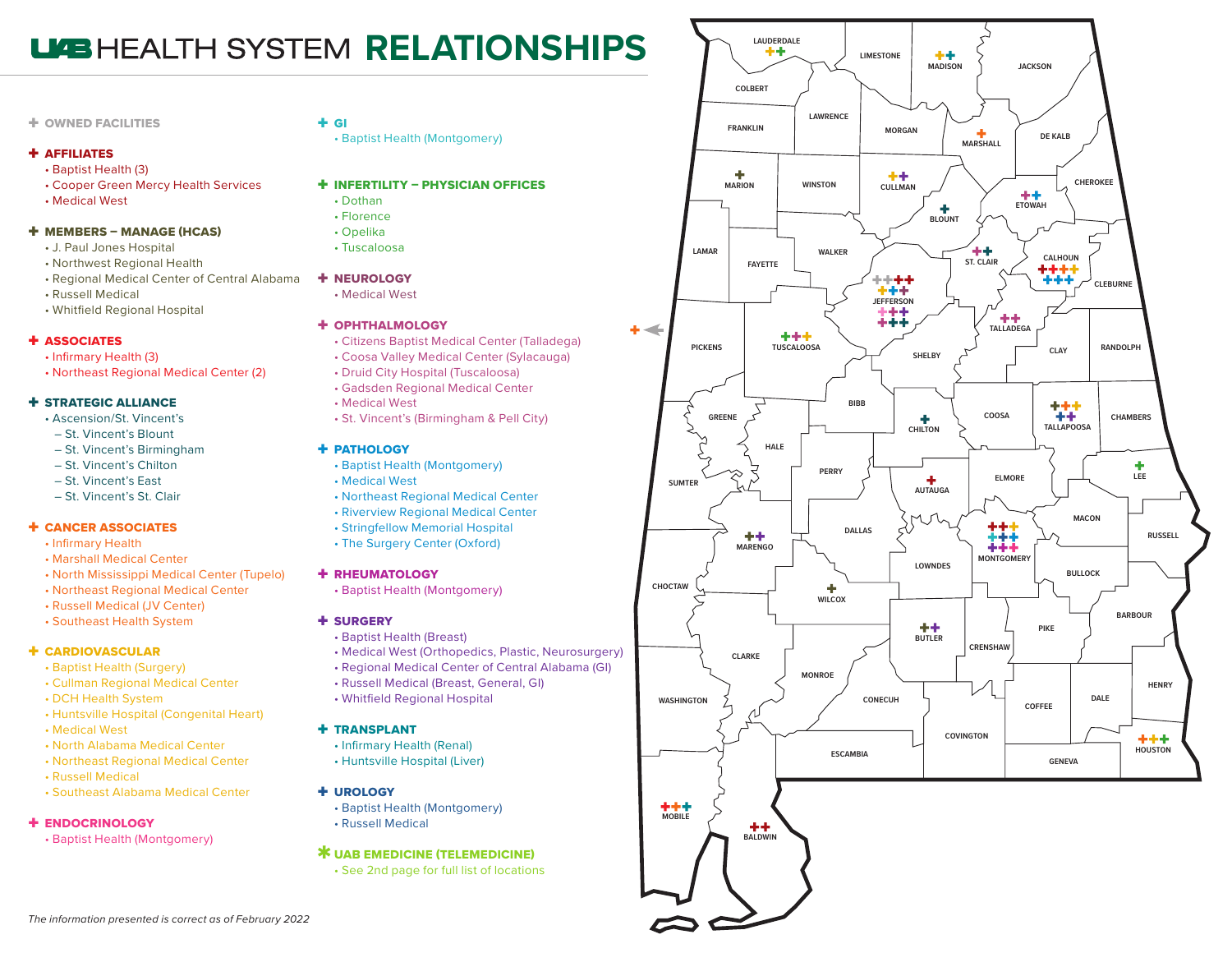# UAB HEALTH SYSTEM RELATIONSHIPS

**OWNED FACILITIES**

**AFFILIATES**
- Baptist Health (3)
- Cooper Green Mercy Health Services
- Medical West

**MEMBERS – MANAGE (HCAS)**
- J. Paul Jones Hospital
- Northwest Regional Health
- Regional Medical Center of Central Alabama
- Russell Medical
- Whitfield Regional Hospital

**ASSOCIATES**
- Infirmary Health (3)
- Northeast Regional Medical Center (2)

**STRATEGIC ALLIANCE**
- Ascension/St. Vincent's
  - St. Vincent's Blount
  - St. Vincent's Birmingham
  - St. Vincent's Chilton
  - St. Vincent's East
  - St. Vincent's St. Clair

**CANCER ASSOCIATES**
- Infirmary Health
- Marshall Medical Center
- North Mississippi Medical Center (Tupelo)
- Northeast Regional Medical Center
- Russell Medical (JV Center)
- Southeast Health System

**CARDIOVASCULAR**
- Baptist Health (Surgery)
- Cullman Regional Medical Center
- DCH Health System
- Huntsville Hospital (Congenital Heart)
- Medical West
- North Alabama Medical Center
- Northeast Regional Medical Center
- Russell Medical
- Southeast Alabama Medical Center

**ENDOCRINOLOGY**
- Baptist Health (Montgomery)

**GI**
- Baptist Health (Montgomery)

**INFERTILITY – PHYSICIAN OFFICES**
- Dothan
- Florence
- Opelika
- Tuscaloosa

**NEUROLOGY**
- Medical West

**OPHTHALMOLOGY**
- Citizens Baptist Medical Center (Talladega)
- Coosa Valley Medical Center (Sylacauga)
- Druid City Hospital (Tuscaloosa)
- Gadsden Regional Medical Center
- Medical West
- St. Vincent's (Birmingham & Pell City)

**PATHOLOGY**
- Baptist Health (Montgomery)
- Medical West
- Northeast Regional Medical Center
- Riverview Regional Medical Center
- Stringfellow Memorial Hospital
- The Surgery Center (Oxford)

**RHEUMATOLOGY**
- Baptist Health (Montgomery)

**SURGERY**
- Baptist Health (Breast)
- Medical West (Orthopedics, Plastic, Neurosurgery)
- Regional Medical Center of Central Alabama (GI)
- Russell Medical (Breast, General, GI)
- Whitfield Regional Hospital

**TRANSPLANT**
- Infirmary Health (Renal)
- Huntsville Hospital (Liver)

**UROLOGY**
- Baptist Health (Montgomery)
- Russell Medical

**UAB EMEDICINE (TELEMEDICINE)**
- See 2nd page for full list of locations

*The information presented is correct as of February 2022*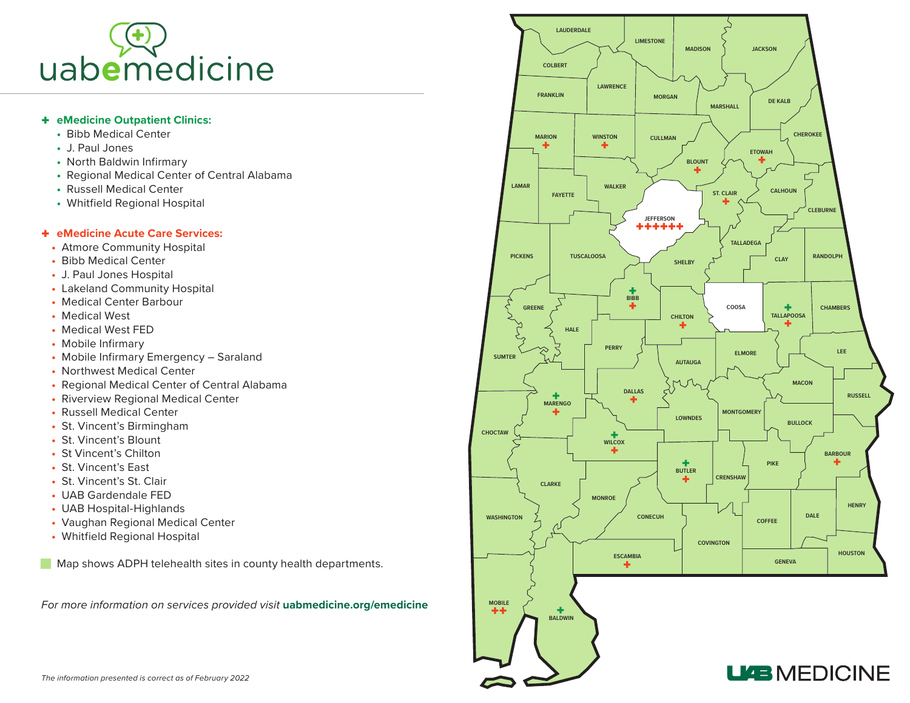# uabemedicine

✚ **eMedicine Outpatient Clinics:**

- Bibb Medical Center
- J. Paul Jones
- North Baldwin Infirmary
- Regional Medical Center of Central Alabama
- Russell Medical Center
- Whitfield Regional Hospital

✚ **eMedicine Acute Care Services:**

- Atmore Community Hospital
- Bibb Medical Center
- J. Paul Jones Hospital
- Lakeland Community Hospital
- Medical Center Barbour
- Medical West
- Medical West FED
- Mobile Infirmary
- Mobile Infirmary Emergency – Saraland
- Northwest Medical Center
- Regional Medical Center of Central Alabama
- Riverview Regional Medical Center
- Russell Medical Center
- St. Vincent's Birmingham
- St. Vincent's Blount
- St Vincent's Chilton
- St. Vincent's East
- St. Vincent's St. Clair
- UAB Gardendale FED
- UAB Hospital-Highlands
- Vaughan Regional Medical Center
- Whitfield Regional Hospital

Map shows ADPH telehealth sites in county health departments.

*For more information on services provided visit* **uabmedicine.org/emedicine**

LAUDERDALE
LIMESTONE
MADISON
JACKSON
COLBERT
LAWRENCE
FRANKLIN
MORGAN
MARSHALL
DE KALB
MARION
WINSTON
CULLMAN
CHEROKEE
ETOWAH
BLOUNT
LAMAR
FAYETTE
WALKER
ST. CLAIR
CALHOUN
JEFFERSON
CLEBURNE
TALLADEGA
PICKENS
TUSCALOOSA
SHELBY
CLAY
RANDOLPH
BIBB
GREENE
CHILTON
COOSA
TALLAPOOSA
CHAMBERS
HALE
PERRY
ELMORE
LEE
SUMTER
AUTAUGA
MACON
DALLAS
RUSSELL
MARENGO
LOWNDES
MONTGOMERY
BULLOCK
CHOCTAW
WILCOX
BARBOUR
BUTLER
PIKE
CRENSHAW
CLARKE
MONROE
HENRY
WASHINGTON
CONECUH
DALE
COFFEE
COVINGTON
HOUSTON
ESCAMBIA
GENEVA
MOBILE
BALDWIN

UAB MEDICINE

*The information presented is correct as of February 2022*